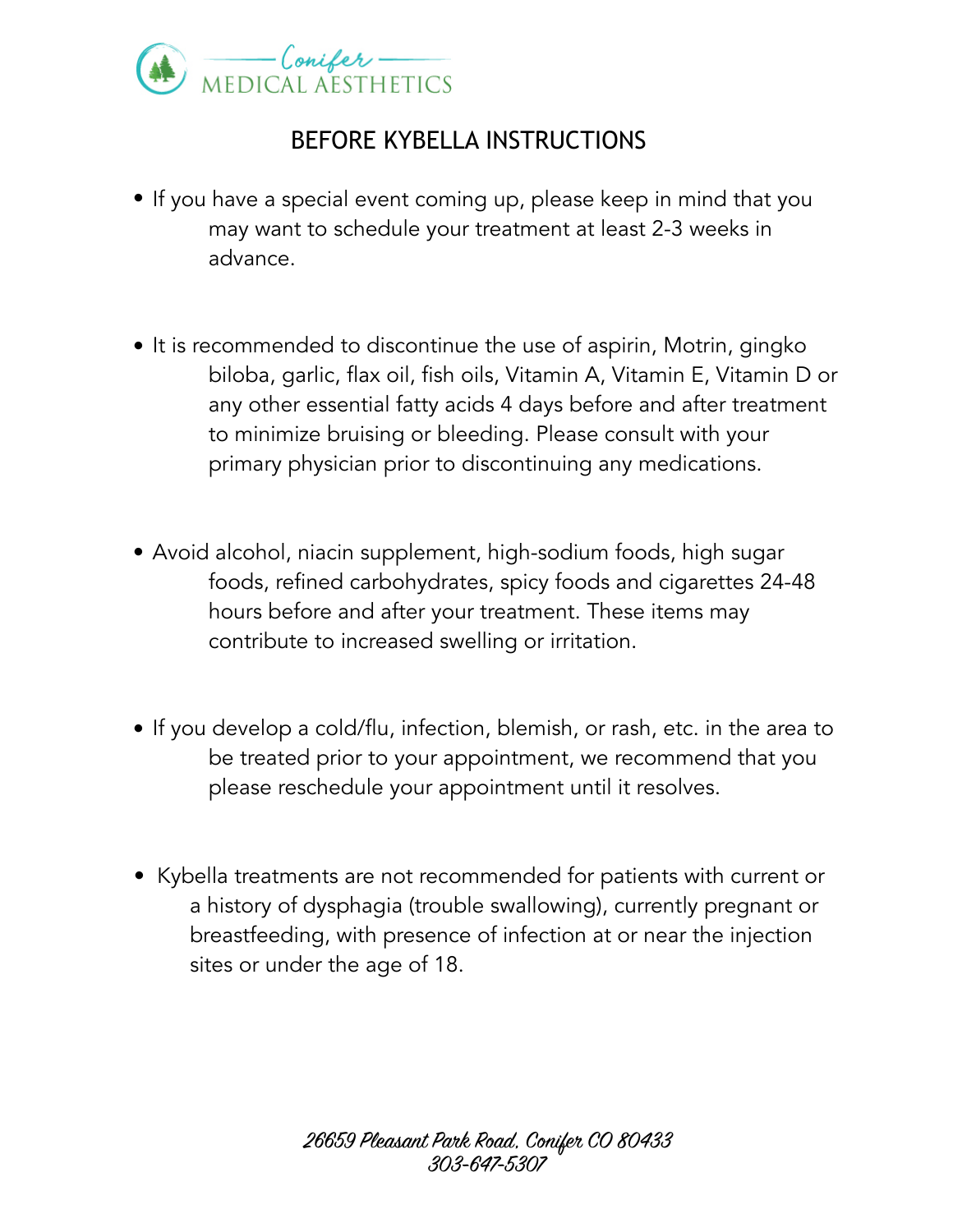Conifer MEDICAL AESTHETICS

# BEFORE KYBELLA INSTRUCTIONS

- If you have a special event coming up, please keep in mind that you may want to schedule your treatment at least 2-3 weeks in advance.

- It is recommended to discontinue the use of aspirin, Motrin, gingko biloba, garlic, flax oil, fish oils, Vitamin A, Vitamin E, Vitamin D or any other essential fatty acids 4 days before and after treatment to minimize bruising or bleeding. Please consult with your primary physician prior to discontinuing any medications.

- Avoid alcohol, niacin supplement, high-sodium foods, high sugar foods, refined carbohydrates, spicy foods and cigarettes 24-48 hours before and after your treatment. These items may contribute to increased swelling or irritation.

- If you develop a cold/flu, infection, blemish, or rash, etc. in the area to be treated prior to your appointment, we recommend that you please reschedule your appointment until it resolves.

- Kybella treatments are not recommended for patients with current or a history of dysphagia (trouble swallowing), currently pregnant or breastfeeding, with presence of infection at or near the injection sites or under the age of 18.

*26659 Pleasant Park Road, Conifer CO 80433*
*303-647-5307*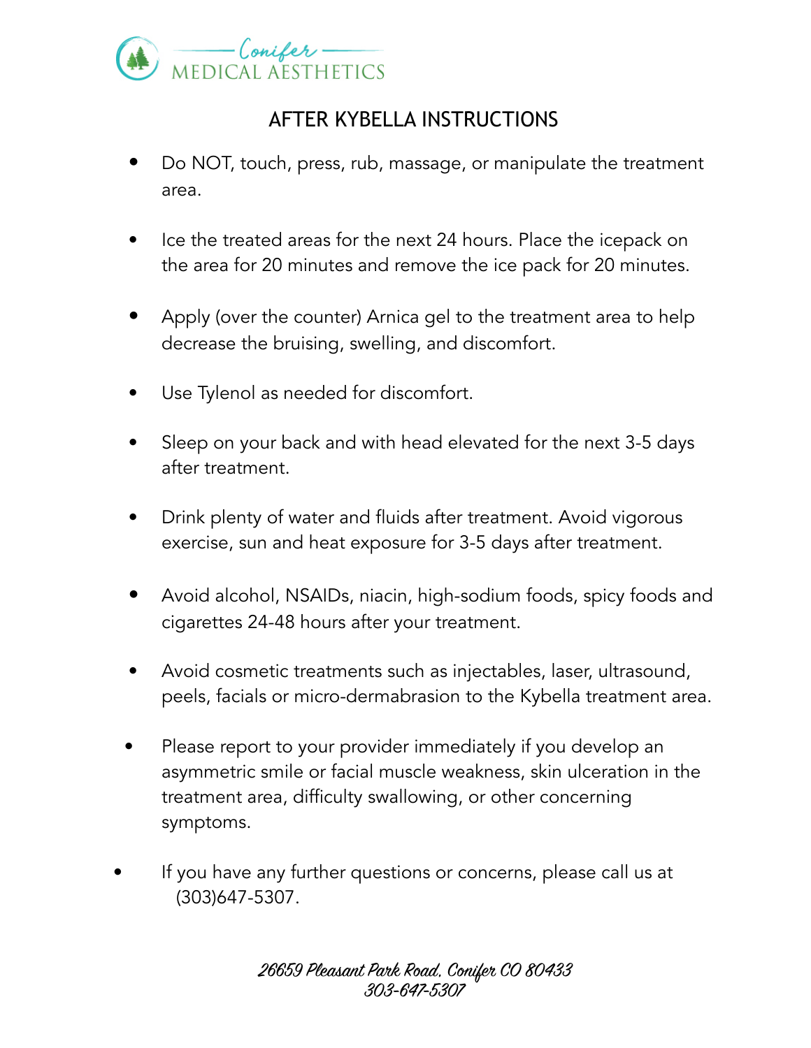Conifer MEDICAL AESTHETICS

# AFTER KYBELLA INSTRUCTIONS

- Do NOT, touch, press, rub, massage, or manipulate the treatment area.
- Ice the treated areas for the next 24 hours. Place the icepack on the area for 20 minutes and remove the ice pack for 20 minutes.
- Apply (over the counter) Arnica gel to the treatment area to help decrease the bruising, swelling, and discomfort.
- Use Tylenol as needed for discomfort.
- Sleep on your back and with head elevated for the next 3-5 days after treatment.
- Drink plenty of water and fluids after treatment. Avoid vigorous exercise, sun and heat exposure for 3-5 days after treatment.
- Avoid alcohol, NSAIDs, niacin, high-sodium foods, spicy foods and cigarettes 24-48 hours after your treatment.
- Avoid cosmetic treatments such as injectables, laser, ultrasound, peels, facials or micro-dermabrasion to the Kybella treatment area.
- Please report to your provider immediately if you develop an asymmetric smile or facial muscle weakness, skin ulceration in the treatment area, difficulty swallowing, or other concerning symptoms.
- If you have any further questions or concerns, please call us at (303)647-5307.

*26659 Pleasant Park Road, Conifer CO 80433*
*303-647-5307*